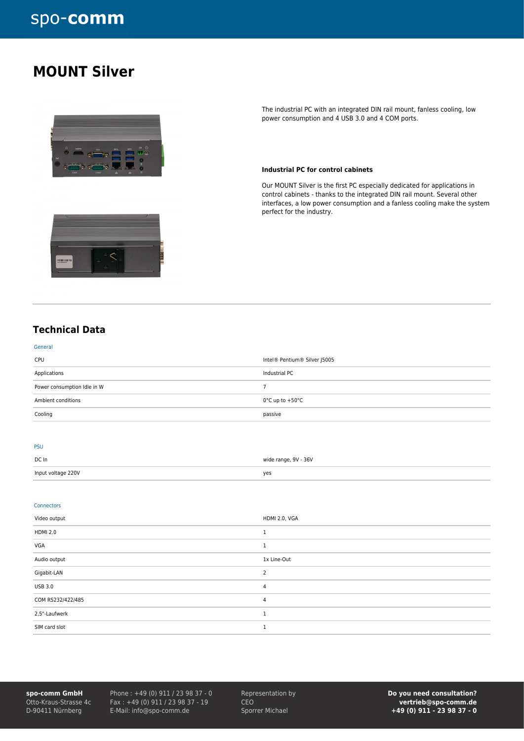# MOUNT Silver

The industrial PC with an integrated DIN rail mount, fanless cooling, low power consumption and 4 USB 3.0 and 4 COM ports.

### Industrial PC for control cabinets

Our MOUNT Silver is the first PC especially dedicated for applications in control cabinets - thanks to the integrated DIN rail mount. Several other interfaces, a low power consumption and a fanless cooling make the system perfect for the industry.

## Technical Data

General

| | |
|---|---|
| CPU | Intel® Pentium® Silver J5005 |
| Applications | Industrial PC |
| Power consumption Idle in W | 7 |
| Ambient conditions | 0°C up to +50°C |
| Cooling | passive |

PSU

| | |
|---|---|
| DC In | wide range, 9V - 36V |
| Input voltage 220V | yes |

Connectors

| | |
|---|---|
| Video output | HDMI 2.0, VGA |
| HDMI 2.0 | 1 |
| VGA | 1 |
| Audio output | 1x Line-Out |
| Gigabit-LAN | 2 |
| USB 3.0 | 4 |
| COM RS232/422/485 | 4 |
| 2,5"-Laufwerk | 1 |
| SIM card slot | 1 |

**spo-comm GmbH**
Otto-Kraus-Strasse 4c
D-90411 Nürnberg

Phone : +49 (0) 911 / 23 98 37 - 0
Fax : +49 (0) 911 / 23 98 37 - 19
E-Mail: info@spo-comm.de

Representation by
CEO
Sporrer Michael

**Do you need consultation?**
**vertrieb@spo-comm.de**
**+49 (0) 911 - 23 98 37 - 0**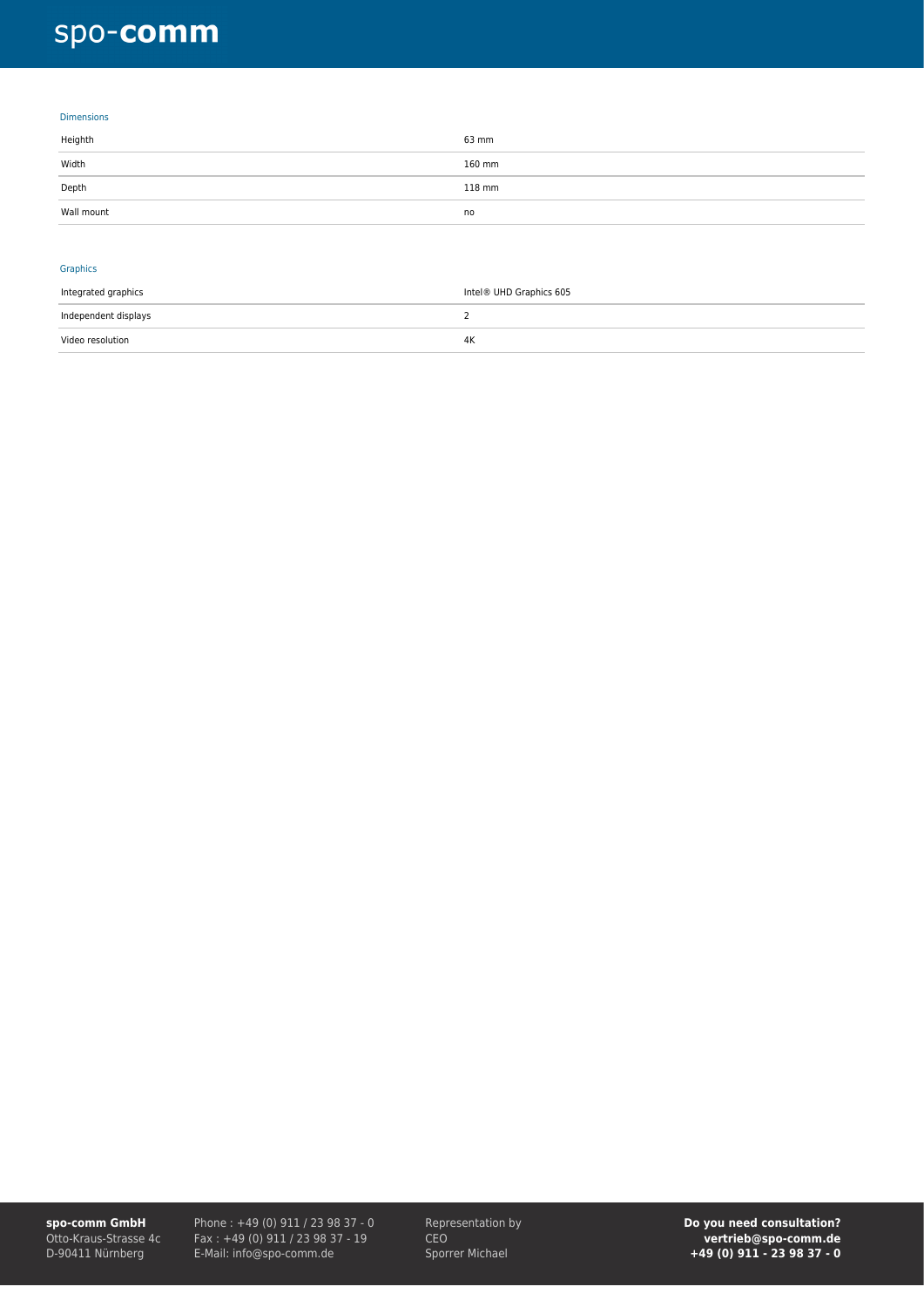### Dimensions

| | |
|---|---|
| Heighth | 63 mm |
| Width | 160 mm |
| Depth | 118 mm |
| Wall mount | no |

### Graphics

| | |
|---|---|
| Integrated graphics | Intel® UHD Graphics 605 |
| Independent displays | 2 |
| Video resolution | 4K |